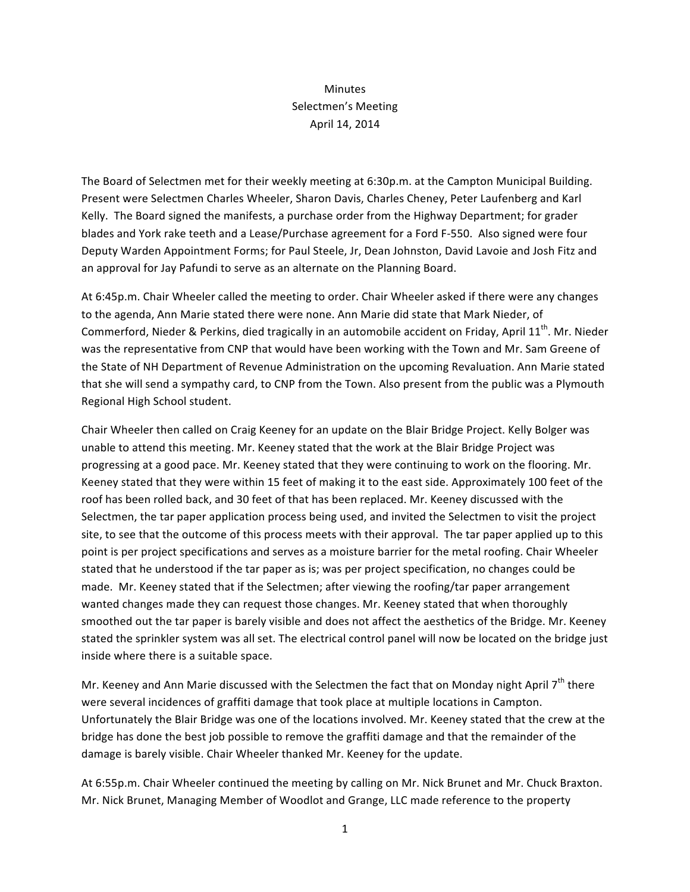Minutes
Selectmen's Meeting
April 14, 2014

The Board of Selectmen met for their weekly meeting at 6:30p.m. at the Campton Municipal Building. Present were Selectmen Charles Wheeler, Sharon Davis, Charles Cheney, Peter Laufenberg and Karl Kelly. The Board signed the manifests, a purchase order from the Highway Department; for grader blades and York rake teeth and a Lease/Purchase agreement for a Ford F-550. Also signed were four Deputy Warden Appointment Forms; for Paul Steele, Jr, Dean Johnston, David Lavoie and Josh Fitz and an approval for Jay Pafundi to serve as an alternate on the Planning Board.

At 6:45p.m. Chair Wheeler called the meeting to order. Chair Wheeler asked if there were any changes to the agenda, Ann Marie stated there were none. Ann Marie did state that Mark Nieder, of Commerford, Nieder & Perkins, died tragically in an automobile accident on Friday, April 11th. Mr. Nieder was the representative from CNP that would have been working with the Town and Mr. Sam Greene of the State of NH Department of Revenue Administration on the upcoming Revaluation. Ann Marie stated that she will send a sympathy card, to CNP from the Town. Also present from the public was a Plymouth Regional High School student.

Chair Wheeler then called on Craig Keeney for an update on the Blair Bridge Project. Kelly Bolger was unable to attend this meeting. Mr. Keeney stated that the work at the Blair Bridge Project was progressing at a good pace. Mr. Keeney stated that they were continuing to work on the flooring. Mr. Keeney stated that they were within 15 feet of making it to the east side. Approximately 100 feet of the roof has been rolled back, and 30 feet of that has been replaced. Mr. Keeney discussed with the Selectmen, the tar paper application process being used, and invited the Selectmen to visit the project site, to see that the outcome of this process meets with their approval. The tar paper applied up to this point is per project specifications and serves as a moisture barrier for the metal roofing. Chair Wheeler stated that he understood if the tar paper as is; was per project specification, no changes could be made. Mr. Keeney stated that if the Selectmen; after viewing the roofing/tar paper arrangement wanted changes made they can request those changes. Mr. Keeney stated that when thoroughly smoothed out the tar paper is barely visible and does not affect the aesthetics of the Bridge. Mr. Keeney stated the sprinkler system was all set. The electrical control panel will now be located on the bridge just inside where there is a suitable space.

Mr. Keeney and Ann Marie discussed with the Selectmen the fact that on Monday night April 7th there were several incidences of graffiti damage that took place at multiple locations in Campton. Unfortunately the Blair Bridge was one of the locations involved. Mr. Keeney stated that the crew at the bridge has done the best job possible to remove the graffiti damage and that the remainder of the damage is barely visible. Chair Wheeler thanked Mr. Keeney for the update.

At 6:55p.m. Chair Wheeler continued the meeting by calling on Mr. Nick Brunet and Mr. Chuck Braxton. Mr. Nick Brunet, Managing Member of Woodlot and Grange, LLC made reference to the property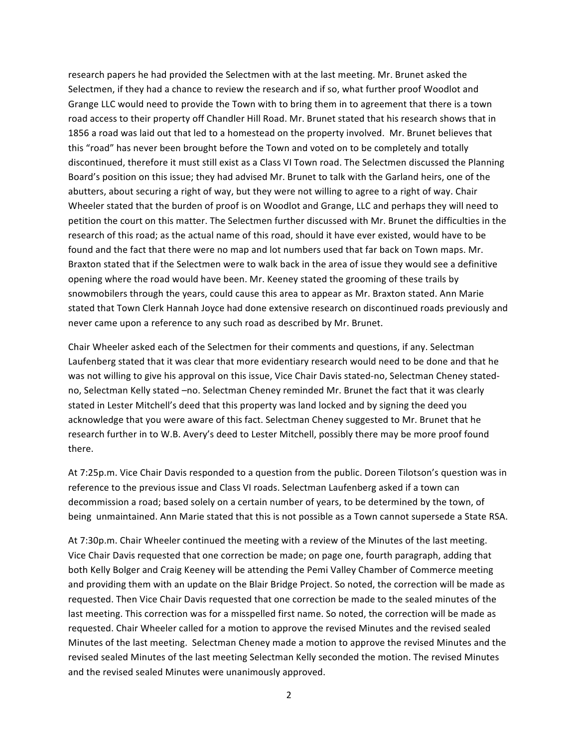research papers he had provided the Selectmen with at the last meeting. Mr. Brunet asked the Selectmen, if they had a chance to review the research and if so, what further proof Woodlot and Grange LLC would need to provide the Town with to bring them in to agreement that there is a town road access to their property off Chandler Hill Road. Mr. Brunet stated that his research shows that in 1856 a road was laid out that led to a homestead on the property involved. Mr. Brunet believes that this "road" has never been brought before the Town and voted on to be completely and totally discontinued, therefore it must still exist as a Class VI Town road. The Selectmen discussed the Planning Board's position on this issue; they had advised Mr. Brunet to talk with the Garland heirs, one of the abutters, about securing a right of way, but they were not willing to agree to a right of way. Chair Wheeler stated that the burden of proof is on Woodlot and Grange, LLC and perhaps they will need to petition the court on this matter. The Selectmen further discussed with Mr. Brunet the difficulties in the research of this road; as the actual name of this road, should it have ever existed, would have to be found and the fact that there were no map and lot numbers used that far back on Town maps. Mr. Braxton stated that if the Selectmen were to walk back in the area of issue they would see a definitive opening where the road would have been. Mr. Keeney stated the grooming of these trails by snowmobilers through the years, could cause this area to appear as Mr. Braxton stated. Ann Marie stated that Town Clerk Hannah Joyce had done extensive research on discontinued roads previously and never came upon a reference to any such road as described by Mr. Brunet.

Chair Wheeler asked each of the Selectmen for their comments and questions, if any. Selectman Laufenberg stated that it was clear that more evidentiary research would need to be done and that he was not willing to give his approval on this issue, Vice Chair Davis stated-no, Selectman Cheney stated-no, Selectman Kelly stated –no. Selectman Cheney reminded Mr. Brunet the fact that it was clearly stated in Lester Mitchell's deed that this property was land locked and by signing the deed you acknowledge that you were aware of this fact. Selectman Cheney suggested to Mr. Brunet that he research further in to W.B. Avery's deed to Lester Mitchell, possibly there may be more proof found there.

At 7:25p.m. Vice Chair Davis responded to a question from the public. Doreen Tilotson's question was in reference to the previous issue and Class VI roads. Selectman Laufenberg asked if a town can decommission a road; based solely on a certain number of years, to be determined by the town, of being unmaintained. Ann Marie stated that this is not possible as a Town cannot supersede a State RSA.

At 7:30p.m. Chair Wheeler continued the meeting with a review of the Minutes of the last meeting. Vice Chair Davis requested that one correction be made; on page one, fourth paragraph, adding that both Kelly Bolger and Craig Keeney will be attending the Pemi Valley Chamber of Commerce meeting and providing them with an update on the Blair Bridge Project. So noted, the correction will be made as requested. Then Vice Chair Davis requested that one correction be made to the sealed minutes of the last meeting. This correction was for a misspelled first name. So noted, the correction will be made as requested. Chair Wheeler called for a motion to approve the revised Minutes and the revised sealed Minutes of the last meeting. Selectman Cheney made a motion to approve the revised Minutes and the revised sealed Minutes of the last meeting Selectman Kelly seconded the motion. The revised Minutes and the revised sealed Minutes were unanimously approved.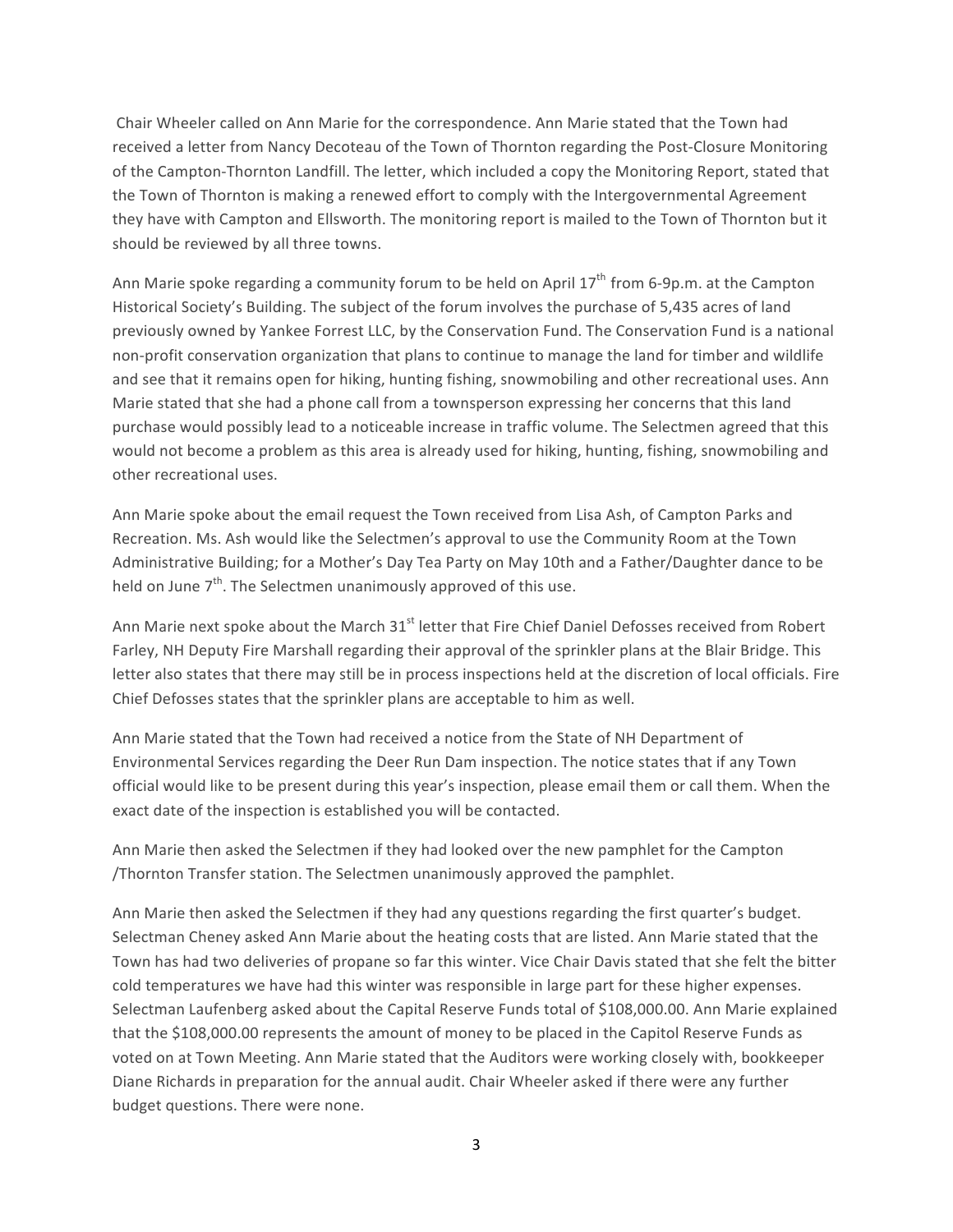Chair Wheeler called on Ann Marie for the correspondence. Ann Marie stated that the Town had received a letter from Nancy Decoteau of the Town of Thornton regarding the Post-Closure Monitoring of the Campton-Thornton Landfill. The letter, which included a copy the Monitoring Report, stated that the Town of Thornton is making a renewed effort to comply with the Intergovernmental Agreement they have with Campton and Ellsworth. The monitoring report is mailed to the Town of Thornton but it should be reviewed by all three towns.

Ann Marie spoke regarding a community forum to be held on April 17th from 6-9p.m. at the Campton Historical Society's Building. The subject of the forum involves the purchase of 5,435 acres of land previously owned by Yankee Forrest LLC, by the Conservation Fund. The Conservation Fund is a national non-profit conservation organization that plans to continue to manage the land for timber and wildlife and see that it remains open for hiking, hunting fishing, snowmobiling and other recreational uses. Ann Marie stated that she had a phone call from a townsperson expressing her concerns that this land purchase would possibly lead to a noticeable increase in traffic volume. The Selectmen agreed that this would not become a problem as this area is already used for hiking, hunting, fishing, snowmobiling and other recreational uses.

Ann Marie spoke about the email request the Town received from Lisa Ash, of Campton Parks and Recreation. Ms. Ash would like the Selectmen's approval to use the Community Room at the Town Administrative Building; for a Mother's Day Tea Party on May 10th and a Father/Daughter dance to be held on June 7th. The Selectmen unanimously approved of this use.

Ann Marie next spoke about the March 31st letter that Fire Chief Daniel Defosses received from Robert Farley, NH Deputy Fire Marshall regarding their approval of the sprinkler plans at the Blair Bridge. This letter also states that there may still be in process inspections held at the discretion of local officials. Fire Chief Defosses states that the sprinkler plans are acceptable to him as well.

Ann Marie stated that the Town had received a notice from the State of NH Department of Environmental Services regarding the Deer Run Dam inspection. The notice states that if any Town official would like to be present during this year's inspection, please email them or call them. When the exact date of the inspection is established you will be contacted.

Ann Marie then asked the Selectmen if they had looked over the new pamphlet for the Campton /Thornton Transfer station. The Selectmen unanimously approved the pamphlet.

Ann Marie then asked the Selectmen if they had any questions regarding the first quarter's budget. Selectman Cheney asked Ann Marie about the heating costs that are listed. Ann Marie stated that the Town has had two deliveries of propane so far this winter. Vice Chair Davis stated that she felt the bitter cold temperatures we have had this winter was responsible in large part for these higher expenses. Selectman Laufenberg asked about the Capital Reserve Funds total of $108,000.00. Ann Marie explained that the $108,000.00 represents the amount of money to be placed in the Capitol Reserve Funds as voted on at Town Meeting. Ann Marie stated that the Auditors were working closely with, bookkeeper Diane Richards in preparation for the annual audit. Chair Wheeler asked if there were any further budget questions. There were none.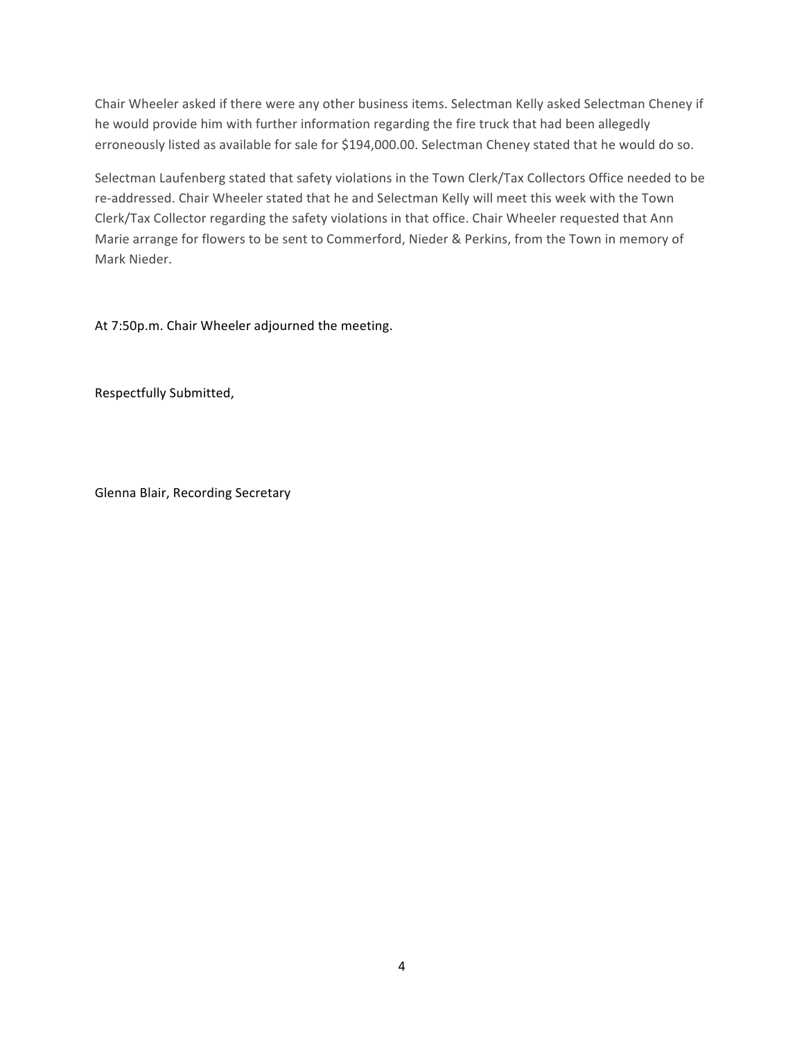Chair Wheeler asked if there were any other business items. Selectman Kelly asked Selectman Cheney if he would provide him with further information regarding the fire truck that had been allegedly erroneously listed as available for sale for $194,000.00. Selectman Cheney stated that he would do so.

Selectman Laufenberg stated that safety violations in the Town Clerk/Tax Collectors Office needed to be re-addressed. Chair Wheeler stated that he and Selectman Kelly will meet this week with the Town Clerk/Tax Collector regarding the safety violations in that office. Chair Wheeler requested that Ann Marie arrange for flowers to be sent to Commerford, Nieder & Perkins, from the Town in memory of Mark Nieder.

At 7:50p.m. Chair Wheeler adjourned the meeting.

Respectfully Submitted,

Glenna Blair, Recording Secretary